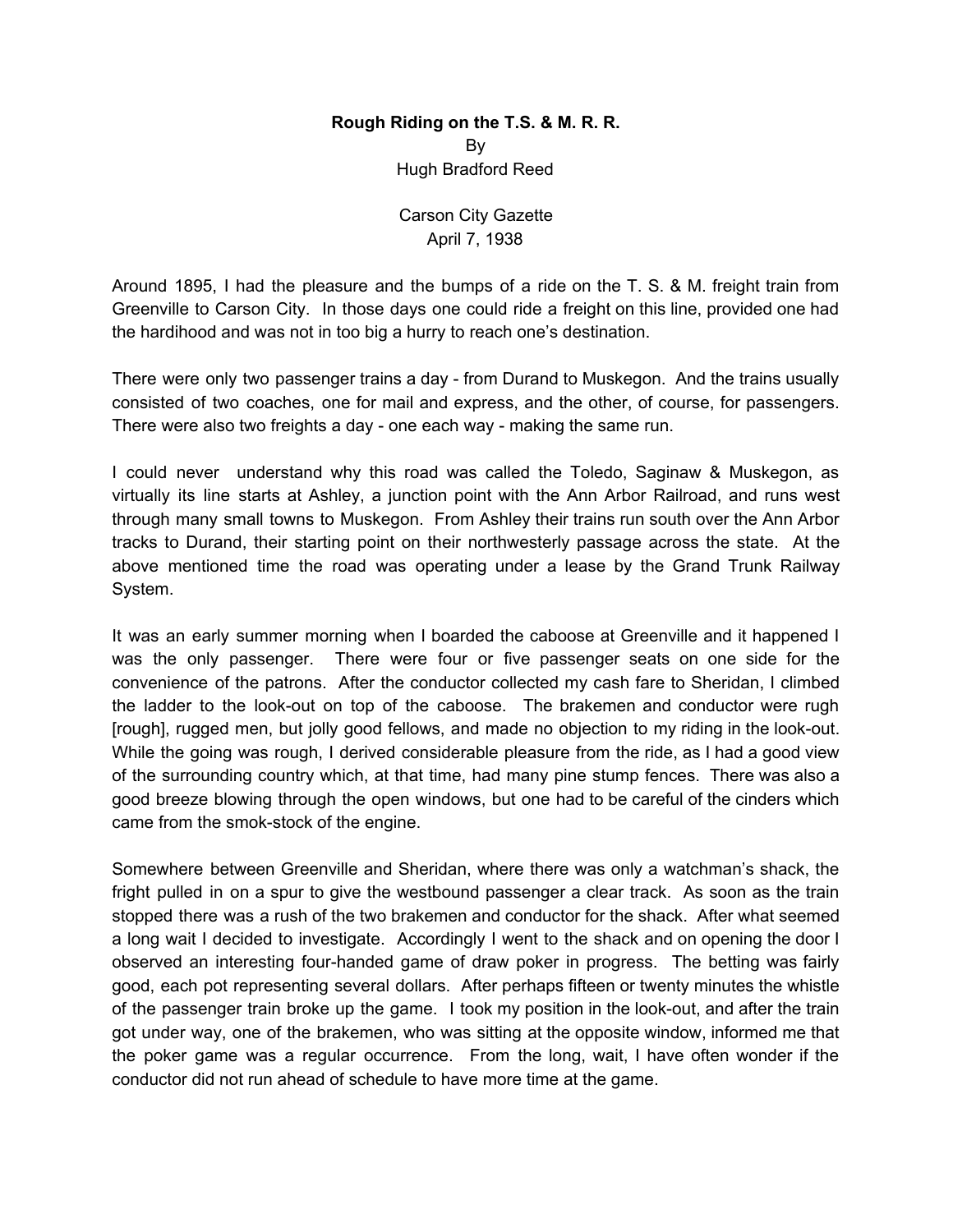**Rough Riding on the T.S. & M. R. R.**

By

Hugh Bradford Reed

Carson City Gazette

April 7, 1938

Around 1895, I had the pleasure and the bumps of a ride on the T. S. & M. freight train from Greenville to Carson City. In those days one could ride a freight on this line, provided one had the hardihood and was not in too big a hurry to reach one's destination.

There were only two passenger trains a day - from Durand to Muskegon. And the trains usually consisted of two coaches, one for mail and express, and the other, of course, for passengers. There were also two freights a day - one each way - making the same run.

I could never understand why this road was called the Toledo, Saginaw & Muskegon, as virtually its line starts at Ashley, a junction point with the Ann Arbor Railroad, and runs west through many small towns to Muskegon. From Ashley their trains run south over the Ann Arbor tracks to Durand, their starting point on their northwesterly passage across the state. At the above mentioned time the road was operating under a lease by the Grand Trunk Railway System.

It was an early summer morning when I boarded the caboose at Greenville and it happened I was the only passenger. There were four or five passenger seats on one side for the convenience of the patrons. After the conductor collected my cash fare to Sheridan, I climbed the ladder to the look-out on top of the caboose. The brakemen and conductor were rugh [rough], rugged men, but jolly good fellows, and made no objection to my riding in the look-out. While the going was rough, I derived considerable pleasure from the ride, as I had a good view of the surrounding country which, at that time, had many pine stump fences. There was also a good breeze blowing through the open windows, but one had to be careful of the cinders which came from the smok-stock of the engine.

Somewhere between Greenville and Sheridan, where there was only a watchman's shack, the fright pulled in on a spur to give the westbound passenger a clear track. As soon as the train stopped there was a rush of the two brakemen and conductor for the shack. After what seemed a long wait I decided to investigate. Accordingly I went to the shack and on opening the door I observed an interesting four-handed game of draw poker in progress. The betting was fairly good, each pot representing several dollars. After perhaps fifteen or twenty minutes the whistle of the passenger train broke up the game. I took my position in the look-out, and after the train got under way, one of the brakemen, who was sitting at the opposite window, informed me that the poker game was a regular occurrence. From the long, wait, I have often wonder if the conductor did not run ahead of schedule to have more time at the game.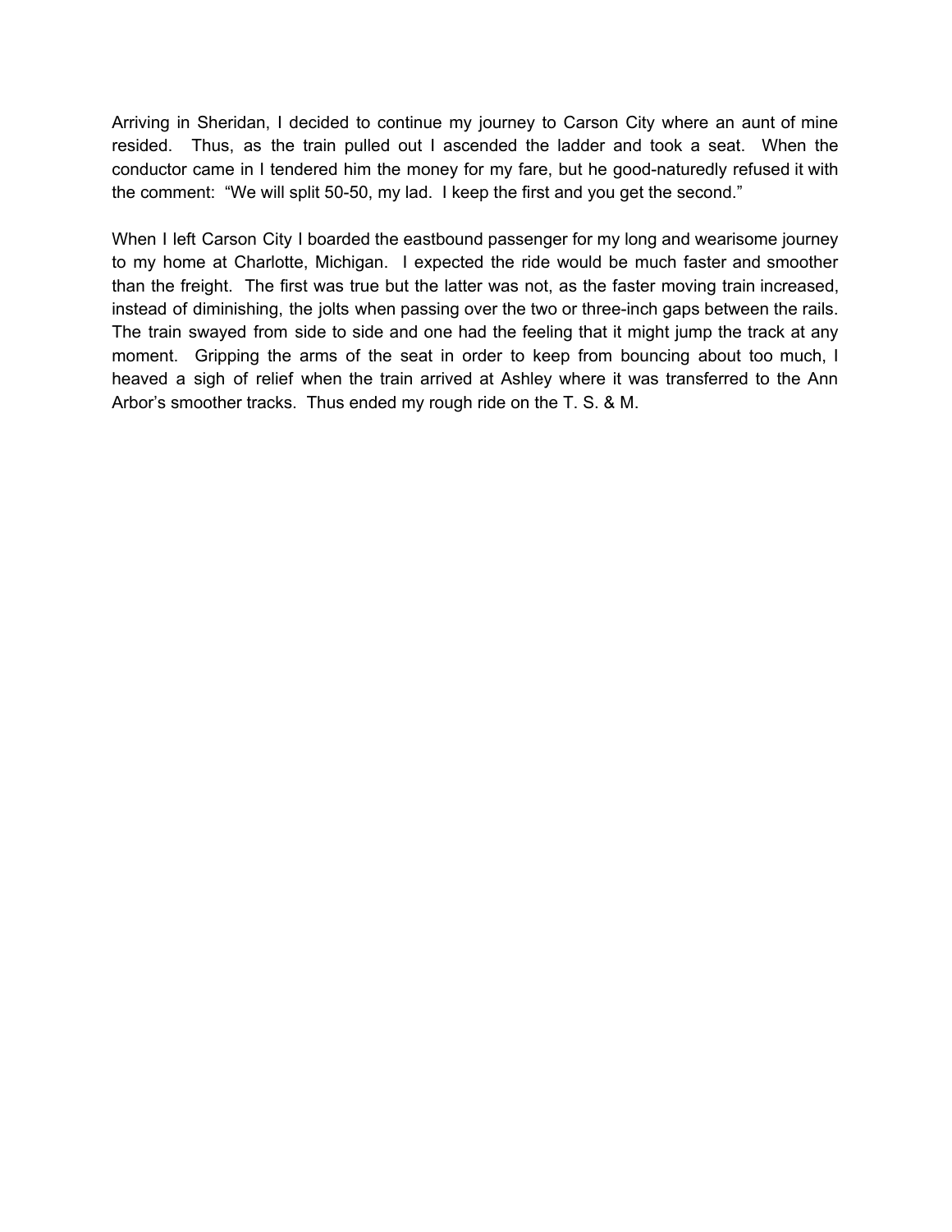Arriving in Sheridan, I decided to continue my journey to Carson City where an aunt of mine resided. Thus, as the train pulled out I ascended the ladder and took a seat. When the conductor came in I tendered him the money for my fare, but he good-naturedly refused it with the comment: "We will split 50-50, my lad. I keep the first and you get the second."

When I left Carson City I boarded the eastbound passenger for my long and wearisome journey to my home at Charlotte, Michigan. I expected the ride would be much faster and smoother than the freight. The first was true but the latter was not, as the faster moving train increased, instead of diminishing, the jolts when passing over the two or three-inch gaps between the rails. The train swayed from side to side and one had the feeling that it might jump the track at any moment. Gripping the arms of the seat in order to keep from bouncing about too much, I heaved a sigh of relief when the train arrived at Ashley where it was transferred to the Ann Arbor's smoother tracks. Thus ended my rough ride on the T. S. & M.